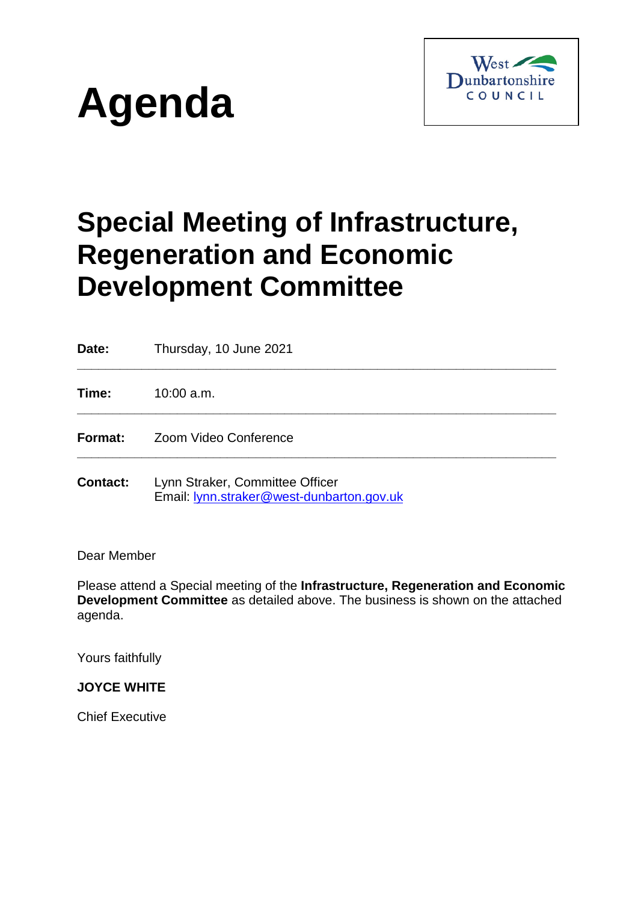# Agenda

West Dunbartonshire COUNCIL

## Special Meeting of Infrastructure, Regeneration and Economic Development Committee

**Date:** Thursday, 10 June 2021

---

**Time:** 10:00 a.m.

---

**Format:** Zoom Video Conference

---

**Contact:** Lynn Straker, Committee Officer
Email: lynn.straker@west-dunbarton.gov.uk

Dear Member

Please attend a Special meeting of the **Infrastructure, Regeneration and Economic Development Committee** as detailed above. The business is shown on the attached agenda.

Yours faithfully

**JOYCE WHITE**

Chief Executive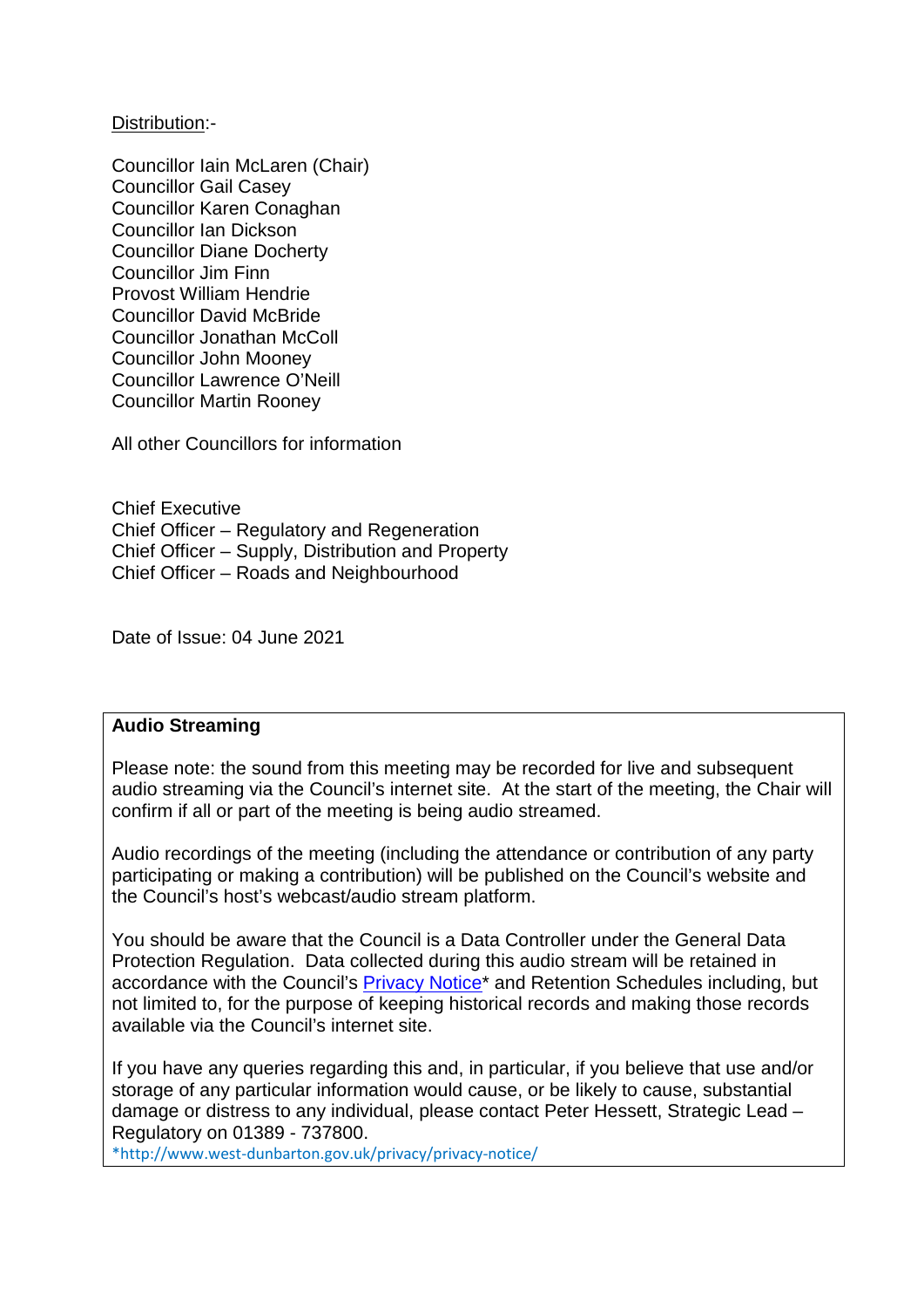Distribution:-

Councillor Iain McLaren (Chair)
Councillor Gail Casey
Councillor Karen Conaghan
Councillor Ian Dickson
Councillor Diane Docherty
Councillor Jim Finn
Provost William Hendrie
Councillor David McBride
Councillor Jonathan McColl
Councillor John Mooney
Councillor Lawrence O'Neill
Councillor Martin Rooney

All other Councillors for information

Chief Executive
Chief Officer – Regulatory and Regeneration
Chief Officer – Supply, Distribution and Property
Chief Officer – Roads and Neighbourhood

Date of Issue: 04 June 2021

**Audio Streaming**

Please note: the sound from this meeting may be recorded for live and subsequent audio streaming via the Council's internet site. At the start of the meeting, the Chair will confirm if all or part of the meeting is being audio streamed.

Audio recordings of the meeting (including the attendance or contribution of any party participating or making a contribution) will be published on the Council's website and the Council's host's webcast/audio stream platform.

You should be aware that the Council is a Data Controller under the General Data Protection Regulation. Data collected during this audio stream will be retained in accordance with the Council's Privacy Notice* and Retention Schedules including, but not limited to, for the purpose of keeping historical records and making those records available via the Council's internet site.

If you have any queries regarding this and, in particular, if you believe that use and/or storage of any particular information would cause, or be likely to cause, substantial damage or distress to any individual, please contact Peter Hessett, Strategic Lead – Regulatory on 01389 - 737800.

*http://www.west-dunbarton.gov.uk/privacy/privacy-notice/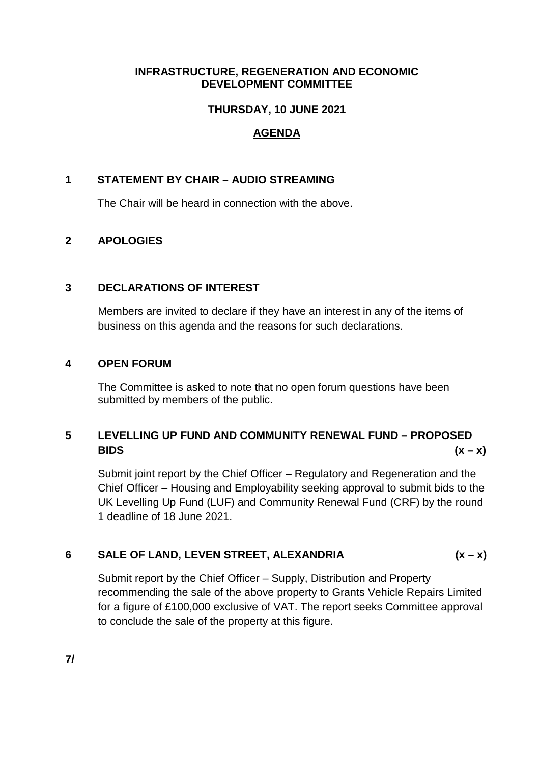**INFRASTRUCTURE, REGENERATION AND ECONOMIC DEVELOPMENT COMMITTEE**

**THURSDAY, 10 JUNE 2021**

**AGENDA**

**1 STATEMENT BY CHAIR – AUDIO STREAMING**

The Chair will be heard in connection with the above.

**2 APOLOGIES**

**3 DECLARATIONS OF INTEREST**

Members are invited to declare if they have an interest in any of the items of business on this agenda and the reasons for such declarations.

**4 OPEN FORUM**

The Committee is asked to note that no open forum questions have been submitted by members of the public.

**5 LEVELLING UP FUND AND COMMUNITY RENEWAL FUND – PROPOSED BIDS (x – x)**

Submit joint report by the Chief Officer – Regulatory and Regeneration and the Chief Officer – Housing and Employability seeking approval to submit bids to the UK Levelling Up Fund (LUF) and Community Renewal Fund (CRF) by the round 1 deadline of 18 June 2021.

**6 SALE OF LAND, LEVEN STREET, ALEXANDRIA (x – x)**

Submit report by the Chief Officer – Supply, Distribution and Property recommending the sale of the above property to Grants Vehicle Repairs Limited for a figure of £100,000 exclusive of VAT. The report seeks Committee approval to conclude the sale of the property at this figure.

**7/**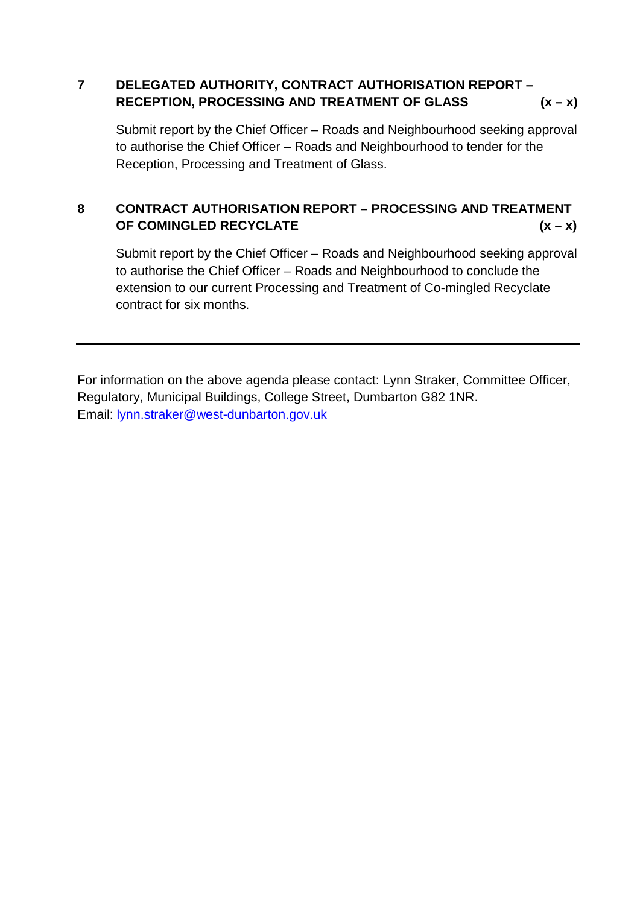**7 DELEGATED AUTHORITY, CONTRACT AUTHORISATION REPORT – RECEPTION, PROCESSING AND TREATMENT OF GLASS (x – x)**

Submit report by the Chief Officer – Roads and Neighbourhood seeking approval to authorise the Chief Officer – Roads and Neighbourhood to tender for the Reception, Processing and Treatment of Glass.

**8 CONTRACT AUTHORISATION REPORT – PROCESSING AND TREATMENT OF COMINGLED RECYCLATE (x – x)**

Submit report by the Chief Officer – Roads and Neighbourhood seeking approval to authorise the Chief Officer – Roads and Neighbourhood to conclude the extension to our current Processing and Treatment of Co-mingled Recyclate contract for six months.

---

For information on the above agenda please contact: Lynn Straker, Committee Officer, Regulatory, Municipal Buildings, College Street, Dumbarton G82 1NR.
Email: lynn.straker@west-dunbarton.gov.uk